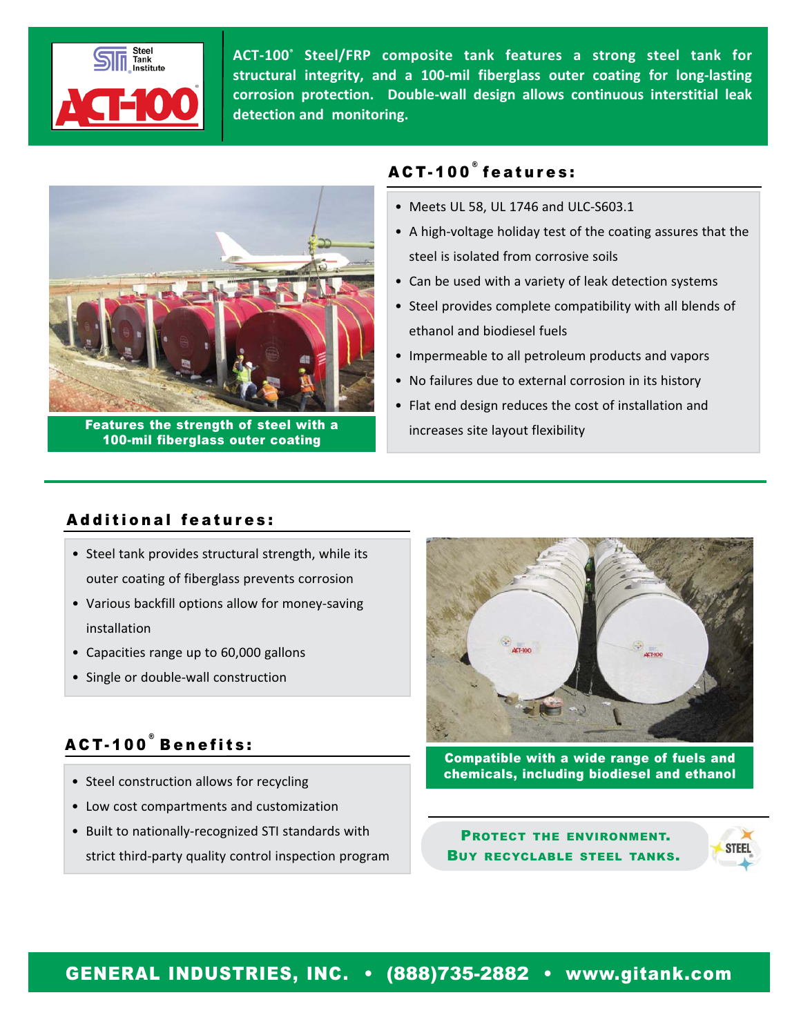ACT-100® Steel/FRP composite tank features a strong steel tank for structural integrity, and a 100-mil fiberglass outer coating for long-lasting corrosion protection. Double-wall design allows continuous interstitial leak detection and monitoring.

Features the strength of steel with a 100-mil fiberglass outer coating

## ACT-100® features:

- Meets UL 58, UL 1746 and ULC-S603.1
- A high-voltage holiday test of the coating assures that the steel is isolated from corrosive soils
- Can be used with a variety of leak detection systems
- Steel provides complete compatibility with all blends of ethanol and biodiesel fuels
- Impermeable to all petroleum products and vapors
- No failures due to external corrosion in its history
- Flat end design reduces the cost of installation and increases site layout flexibility

## Additional features:

- Steel tank provides structural strength, while its outer coating of fiberglass prevents corrosion
- Various backfill options allow for money-saving installation
- Capacities range up to 60,000 gallons
- Single or double-wall construction

Compatible with a wide range of fuels and chemicals, including biodiesel and ethanol

## ACT-100® Benefits:

- Steel construction allows for recycling
- Low cost compartments and customization
- Built to nationally-recognized STI standards with strict third-party quality control inspection program

**Protect the environment.**
**Buy recyclable steel tanks.**

**GENERAL INDUSTRIES, INC. • (888)735-2882 • www.gitank.com**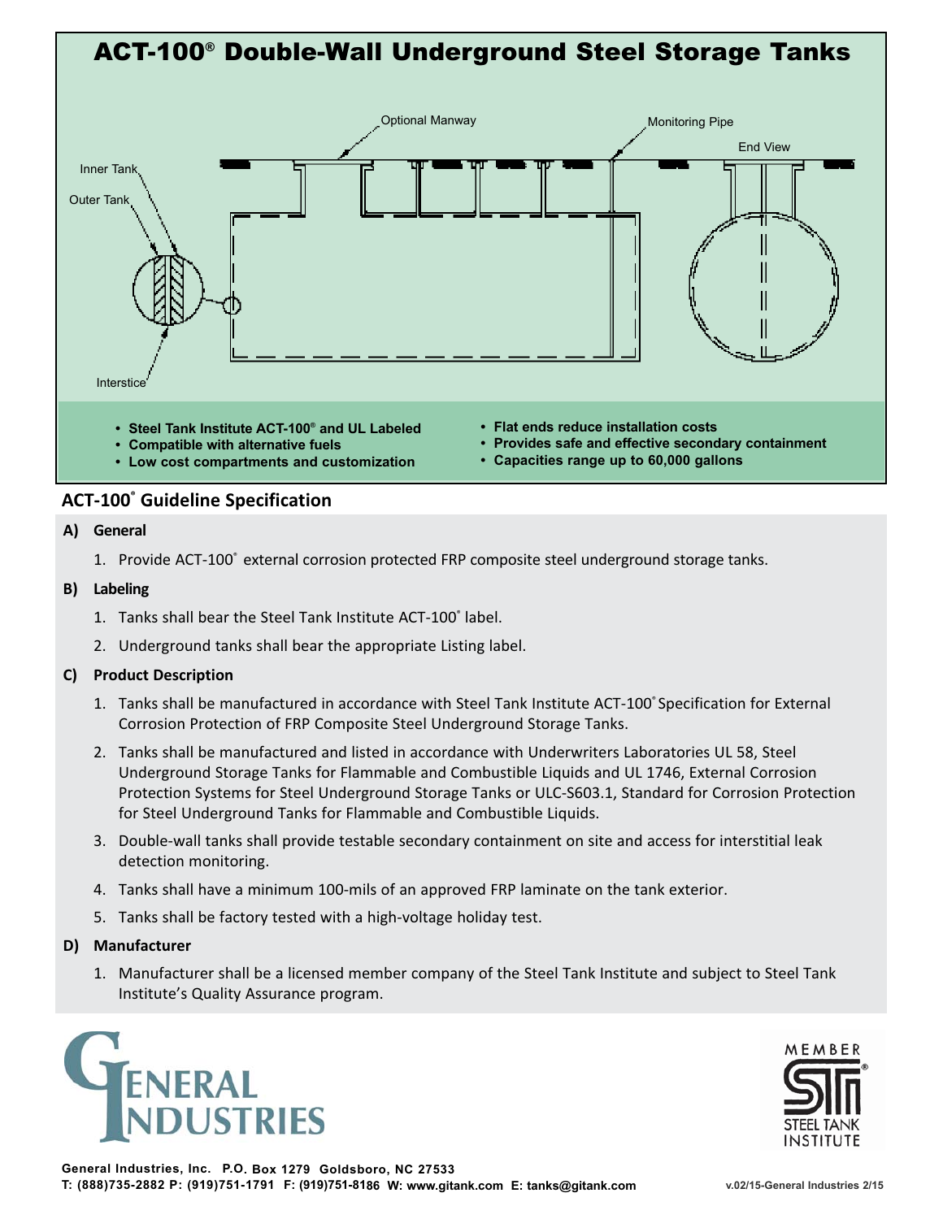# ACT-100® Double-Wall Underground Steel Storage Tanks

Optional Manway

Monitoring Pipe

End View

Inner Tank

Outer Tank

Interstice

- Steel Tank Institute ACT-100® and UL Labeled
- Compatible with alternative fuels
- Low cost compartments and customization
- Flat ends reduce installation costs
- Provides safe and effective secondary containment
- Capacities range up to 60,000 gallons

## ACT-100® Guideline Specification

**A) General**

1. Provide ACT-100® external corrosion protected FRP composite steel underground storage tanks.

**B) Labeling**

1. Tanks shall bear the Steel Tank Institute ACT-100® label.
2. Underground tanks shall bear the appropriate Listing label.

**C) Product Description**

1. Tanks shall be manufactured in accordance with Steel Tank Institute ACT-100® Specification for External Corrosion Protection of FRP Composite Steel Underground Storage Tanks.
2. Tanks shall be manufactured and listed in accordance with Underwriters Laboratories UL 58, Steel Underground Storage Tanks for Flammable and Combustible Liquids and UL 1746, External Corrosion Protection Systems for Steel Underground Storage Tanks or ULC-S603.1, Standard for Corrosion Protection for Steel Underground Tanks for Flammable and Combustible Liquids.
3. Double-wall tanks shall provide testable secondary containment on site and access for interstitial leak detection monitoring.
4. Tanks shall have a minimum 100-mils of an approved FRP laminate on the tank exterior.
5. Tanks shall be factory tested with a high-voltage holiday test.

**D) Manufacturer**

1. Manufacturer shall be a licensed member company of the Steel Tank Institute and subject to Steel Tank Institute's Quality Assurance program.

GENERAL INDUSTRIES

MEMBER STI STEEL TANK INSTITUTE

General Industries, Inc. P.O. Box 1279 Goldsboro, NC 27533
T: (888)735-2882 P: (919)751-1791 F: (919)751-8186 W: www.gitank.com E: tanks@gitank.com

v.02/15-General Industries 2/15